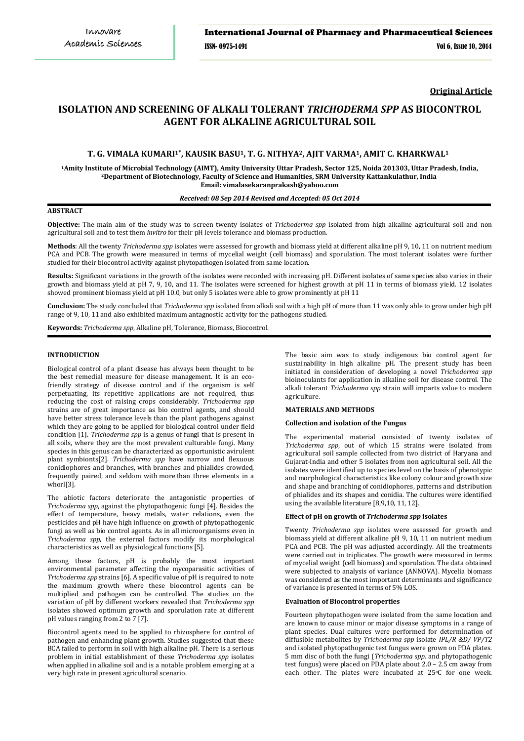Original Article

# ISOLATION AND SCREENING OF ALKALI TOLERANT *TRICHODERMA SPP* AS BIOCONTROL AGENT FOR ALKALINE AGRICULTURAL SOIL

**T. G. VIMALA KUMARI[1*], KAUSIK BASU[1], T. G. NITHYA[2], AJIT VARMA[1], AMIT C. KHARKWAL[1]**

[1]Amity Institute of Microbial Technology (AIMT), Amity University Uttar Pradesh, Sector 125, Noida 201303, Uttar Pradesh, India, [2]Department of Biotechnology, Faculty of Science and Humanities, SRM University Kattankulathur, India
Email: vimalasekaranprakash@yahoo.com

*Received: 08 Sep 2014 Revised and Accepted: 05 Oct 2014*

## ABSTRACT

**Objective:** The main aim of the study was to screen twenty isolates of *Trichoderma spp* isolated from high alkaline agricultural soil and non agricultural soil and to test them *invitro* for their pH levels tolerance and biomass production.

**Methods**: All the twenty *Trichoderma spp* isolates were assessed for growth and biomass yield at different alkaline pH 9, 10, 11 on nutrient medium PCA and PCB. The growth were measured in terms of mycelial weight (cell biomass) and sporulation. The most tolerant isolates were further studied for their biocontrol activity against phytopathogen isolated from same location.

**Results:** Significant variations in the growth of the isolates were recorded with increasing pH. Different isolates of same species also varies in their growth and biomass yield at pH 7, 9, 10, and 11. The isolates were screened for highest growth at pH 11 in terms of biomass yield. 12 isolates showed prominent biomass yield at pH 10.0, but only 5 isolates were able to grow prominently at pH 11

**Conclusion:** The study concluded that *Trichoderma spp* isolated from alkali soil with a high pH of more than 11 was only able to grow under high pH range of 9, 10, 11 and also exhibited maximum antagnostic activity for the pathogens studied.

**Keywords:** *Trichoderma spp*, Alkaline pH, Tolerance, Biomass, Biocontrol.

## INTRODUCTION

Biological control of a plant disease has always been thought to be the best remedial measure for disease management. It is an eco-friendly strategy of disease control and if the organism is self perpetuating, its repetitive applications are not required, thus reducing the cost of raising crops considerably. *Trichoderma spp* strains are of great importance as bio control agents, and should have better stress tolerance levels than the plant pathogens against which they are going to be applied for biological control under field condition [1]. *Trichoderma spp* is a genus of fungi that is present in all soils, where they are the most prevalent culturable fungi. Many species in this genus can be characterized as opportunistic avirulent plant symbionts[2]. *Trichoderma spp* have narrow and flexuous conidiophores and branches, with branches and phialides crowded, frequently paired, and seldom with more than three elements in a whorl[3].

The abiotic factors deteriorate the antagonistic properties of *Trichoderma spp*, against the phytopathogenic fungi [4]. Besides the effect of temperature, heavy metals, water relations, even the pesticides and pH have high influence on growth of phytopathogenic fungi as well as bio control agents. As in all microorganisms even in *Trichoderma spp*, the external factors modify its morphological characteristics as well as physiological functions [5].

Among these factors, pH is probably the most important environmental parameter affecting the mycoparasitic activities of *Trichoderma spp* strains [6]. A specific value of pH is required to note the maximum growth where these biocontrol agents can be multiplied and pathogen can be controlled. The studies on the variation of pH by different workers revealed that *Trichoderma spp* isolates showed optimum growth and sporulation rate at different pH values ranging from 2 to 7 [7].

Biocontrol agents need to be applied to rhizosphere for control of pathogen and enhancing plant growth. Studies suggested that these BCA failed to perform in soil with high alkaline pH. There is a serious problem in initial establishment of these *Trichoderma spp* isolates when applied in alkaline soil and is a notable problem emerging at a very high rate in present agricultural scenario.

The basic aim was to study indigenous bio control agent for sustainability in high alkaline pH. The present study has been initiated in consideration of developing a novel *Trichoderma spp* bioinoculants for application in alkaline soil for disease control. The alkali tolerant *Trichoderma spp* strain will imparts value to modern agriculture.

## MATERIALS AND METHODS

### Collection and isolation of the Fungus

The experimental material consisted of twenty isolates of *Trichoderma spp*, out of which 15 strains were isolated from agricultural soil sample collected from two district of Haryana and Gujarat-India and other 5 isolates from non agricultural soil. All the isolates were identified up to species level on the basis of phenotypic and morphological characteristics like colony colour and growth size and shape and branching of conidiophores, patterns and distribution of phialides and its shapes and conidia. The cultures were identified using the available literature [8,9,10, 11, 12].

### Effect of pH on growth of *Trichoderma spp* isolates

Twenty *Trichoderma spp* isolates were assessed for growth and biomass yield at different alkaline pH 9, 10, 11 on nutrient medium PCA and PCB. The pH was adjusted accordingly. All the treatments were carried out in triplicates. The growth were measured in terms of mycelial weight (cell biomass) and sporulation. The data obtained were subjected to analysis of variance (ANNOVA). Mycelia biomass was considered as the most important determinants and significance of variance is presented in terms of 5% LOS.

### Evaluation of Biocontrol properties

Fourteen phytopathogen were isolated from the same location and are known to cause minor or major disease symptoms in a range of plant species. Dual cultures were performed for determination of diffusible metabolites by *Trichoderma spp* isolate *IPL/R &D/ VP/T2* and isolated phytopathogenic test fungus were grown on PDA plates. 5 mm disc of both the fungi (*Trichoderma spp*. and phytopathogenic test fungus) were placed on PDA plate about 2.0 – 2.5 cm away from each other. The plates were incubated at 25°C for one week.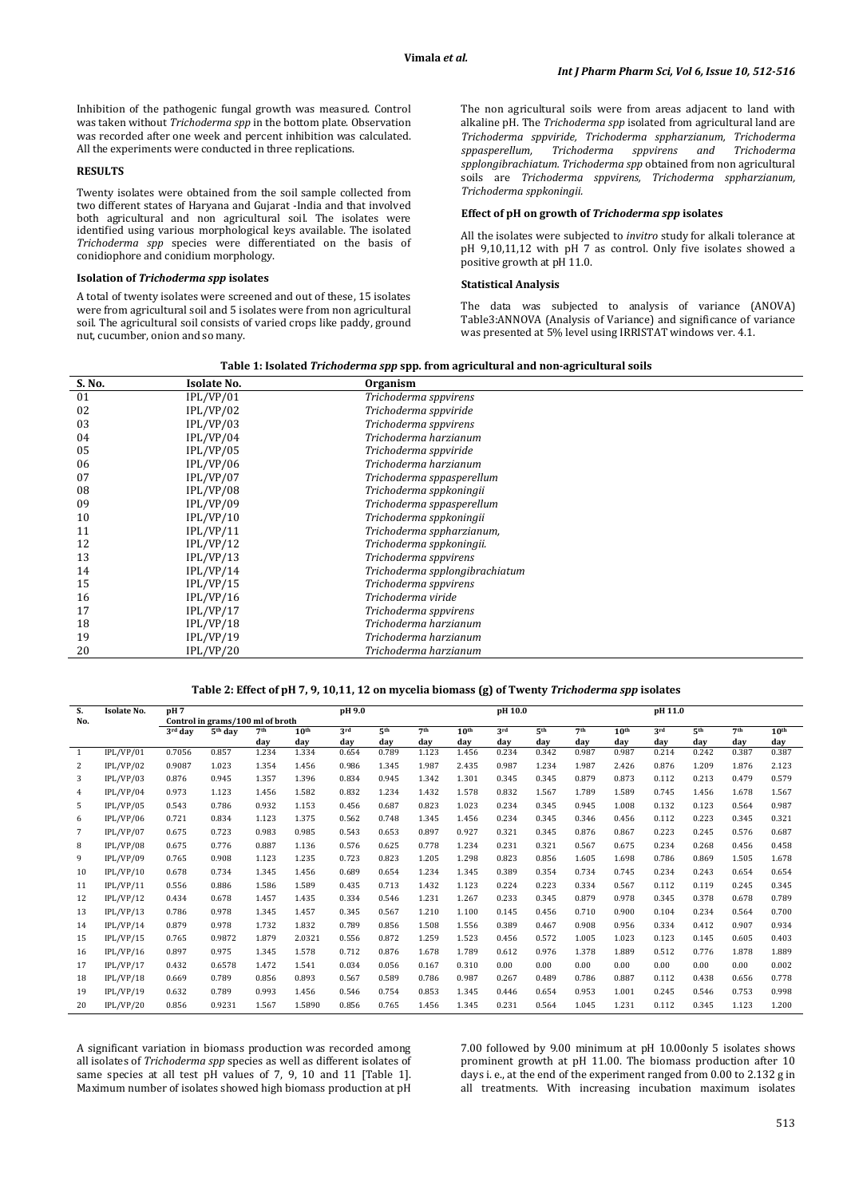Inhibition of the pathogenic fungal growth was measured. Control was taken without *Trichoderma spp* in the bottom plate. Observation was recorded after one week and percent inhibition was calculated. All the experiments were conducted in three replications.

## RESULTS

Twenty isolates were obtained from the soil sample collected from two different states of Haryana and Gujarat -India and that involved both agricultural and non agricultural soil. The isolates were identified using various morphological keys available. The isolated *Trichoderma spp* species were differentiated on the basis of conidiophore and conidium morphology.

### Isolation of *Trichoderma spp* isolates

A total of twenty isolates were screened and out of these, 15 isolates were from agricultural soil and 5 isolates were from non agricultural soil. The agricultural soil consists of varied crops like paddy, ground nut, cucumber, onion and so many.

The non agricultural soils were from areas adjacent to land with alkaline pH. The *Trichoderma spp* isolated from agricultural land are *Trichoderma sppviride, Trichoderma sppharzianum, Trichoderma sppasperellum, Trichoderma sppvirens and Trichoderma spplongibrachiatum. Trichoderma spp* obtained from non agricultural soils are *Trichoderma sppvirens, Trichoderma sppharzianum, Trichoderma sppkoningii.*

### Effect of pH on growth of *Trichoderma spp* isolates

All the isolates were subjected to *invitro* study for alkali tolerance at pH 9,10,11,12 with pH 7 as control. Only five isolates showed a positive growth at pH 11.0.

### Statistical Analysis

The data was subjected to analysis of variance (ANOVA) Table3:ANNOVA (Analysis of Variance) and significance of variance was presented at 5% level using IRRISTAT windows ver. 4.1.

**Table 1: Isolated *Trichoderma spp* spp. from agricultural and non-agricultural soils**

| S. No. | Isolate No. | Organism |
|---|---|---|
| 01 | IPL/VP/01 | *Trichoderma sppvirens* |
| 02 | IPL/VP/02 | *Trichoderma sppviride* |
| 03 | IPL/VP/03 | *Trichoderma sppvirens* |
| 04 | IPL/VP/04 | *Trichoderma harzianum* |
| 05 | IPL/VP/05 | *Trichoderma sppviride* |
| 06 | IPL/VP/06 | *Trichoderma harzianum* |
| 07 | IPL/VP/07 | *Trichoderma sppasperellum* |
| 08 | IPL/VP/08 | *Trichoderma sppkoningii* |
| 09 | IPL/VP/09 | *Trichoderma sppasperellum* |
| 10 | IPL/VP/10 | *Trichoderma sppkoningii* |
| 11 | IPL/VP/11 | *Trichoderma sppharzianum,* |
| 12 | IPL/VP/12 | *Trichoderma sppkoningii.* |
| 13 | IPL/VP/13 | *Trichoderma sppvirens* |
| 14 | IPL/VP/14 | *Trichoderma spplongibrachiatum* |
| 15 | IPL/VP/15 | *Trichoderma sppvirens* |
| 16 | IPL/VP/16 | *Trichoderma viride* |
| 17 | IPL/VP/17 | *Trichoderma sppvirens* |
| 18 | IPL/VP/18 | *Trichoderma harzianum* |
| 19 | IPL/VP/19 | *Trichoderma harzianum* |
| 20 | IPL/VP/20 | *Trichoderma harzianum* |

**Table 2: Effect of pH 7, 9, 10,11, 12 on mycelia biomass (g) of Twenty *Trichoderma spp* isolates**

| S. No. | Isolate No. | pH 7 Control in grams/100 ml of broth | | | | pH 9.0 | | | | pH 10.0 | | | | pH 11.0 | | | |
|---|---|---|---|---|---|---|---|---|---|---|---|---|---|---|---|---|---|
| | | 3rd day | 5th day | 7th day | 10th day | 3rd day | 5th day | 7th day | 10th day | 3rd day | 5th day | 7th day | 10th day | 3rd day | 5th day | 7th day | 10th day |
| 1 | IPL/VP/01 | 0.7056 | 0.857 | 1.234 | 1.334 | 0.654 | 0.789 | 1.123 | 1.456 | 0.234 | 0.342 | 0.987 | 0.987 | 0.214 | 0.242 | 0.387 | 0.387 |
| 2 | IPL/VP/02 | 0.9087 | 1.023 | 1.354 | 1.456 | 0.986 | 1.345 | 1.987 | 2.435 | 0.987 | 1.234 | 1.987 | 2.426 | 0.876 | 1.209 | 1.876 | 2.123 |
| 3 | IPL/VP/03 | 0.876 | 0.945 | 1.357 | 1.396 | 0.834 | 0.945 | 1.342 | 1.301 | 0.345 | 0.345 | 0.879 | 0.873 | 0.112 | 0.213 | 0.479 | 0.579 |
| 4 | IPL/VP/04 | 0.973 | 1.123 | 1.456 | 1.582 | 0.832 | 1.234 | 1.432 | 1.578 | 0.832 | 1.567 | 1.789 | 1.589 | 0.745 | 1.456 | 1.678 | 1.567 |
| 5 | IPL/VP/05 | 0.543 | 0.786 | 0.932 | 1.153 | 0.456 | 0.687 | 0.823 | 1.023 | 0.234 | 0.345 | 0.945 | 1.008 | 0.132 | 0.123 | 0.564 | 0.987 |
| 6 | IPL/VP/06 | 0.721 | 0.834 | 1.123 | 1.375 | 0.562 | 0.748 | 1.345 | 1.456 | 0.234 | 0.345 | 0.346 | 0.456 | 0.112 | 0.223 | 0.345 | 0.321 |
| 7 | IPL/VP/07 | 0.675 | 0.723 | 0.983 | 0.985 | 0.543 | 0.653 | 0.897 | 0.927 | 0.321 | 0.345 | 0.876 | 0.867 | 0.223 | 0.245 | 0.576 | 0.687 |
| 8 | IPL/VP/08 | 0.675 | 0.776 | 0.887 | 1.136 | 0.576 | 0.625 | 0.778 | 1.234 | 0.231 | 0.321 | 0.567 | 0.675 | 0.234 | 0.268 | 0.456 | 0.458 |
| 9 | IPL/VP/09 | 0.765 | 0.908 | 1.123 | 1.235 | 0.723 | 0.823 | 1.205 | 1.298 | 0.823 | 0.856 | 1.605 | 1.698 | 0.786 | 0.869 | 1.505 | 1.678 |
| 10 | IPL/VP/10 | 0.678 | 0.734 | 1.345 | 1.456 | 0.689 | 0.654 | 1.234 | 1.345 | 0.389 | 0.354 | 0.734 | 0.745 | 0.234 | 0.243 | 0.654 | 0.654 |
| 11 | IPL/VP/11 | 0.556 | 0.886 | 1.586 | 1.589 | 0.435 | 0.713 | 1.432 | 1.123 | 0.224 | 0.223 | 0.334 | 0.567 | 0.112 | 0.119 | 0.245 | 0.345 |
| 12 | IPL/VP/12 | 0.434 | 0.678 | 1.457 | 1.435 | 0.334 | 0.546 | 1.231 | 1.267 | 0.233 | 0.345 | 0.879 | 0.978 | 0.345 | 0.378 | 0.678 | 0.789 |
| 13 | IPL/VP/13 | 0.786 | 0.978 | 1.345 | 1.457 | 0.345 | 0.567 | 1.210 | 1.100 | 0.145 | 0.456 | 0.710 | 0.900 | 0.104 | 0.234 | 0.564 | 0.700 |
| 14 | IPL/VP/14 | 0.879 | 0.978 | 1.732 | 1.832 | 0.789 | 0.856 | 1.508 | 1.556 | 0.389 | 0.467 | 0.908 | 0.956 | 0.334 | 0.412 | 0.907 | 0.934 |
| 15 | IPL/VP/15 | 0.765 | 0.9872 | 1.879 | 2.0321 | 0.556 | 0.872 | 1.259 | 1.523 | 0.456 | 0.572 | 1.005 | 1.023 | 0.123 | 0.145 | 0.605 | 0.403 |
| 16 | IPL/VP/16 | 0.897 | 0.975 | 1.345 | 1.578 | 0.712 | 0.876 | 1.678 | 1.789 | 0.612 | 0.976 | 1.378 | 1.889 | 0.512 | 0.776 | 1.878 | 1.889 |
| 17 | IPL/VP/17 | 0.432 | 0.6578 | 1.472 | 1.541 | 0.034 | 0.056 | 0.167 | 0.310 | 0.00 | 0.00 | 0.00 | 0.00 | 0.00 | 0.00 | 0.00 | 0.002 |
| 18 | IPL/VP/18 | 0.669 | 0.789 | 0.856 | 0.893 | 0.567 | 0.589 | 0.786 | 0.987 | 0.267 | 0.489 | 0.786 | 0.887 | 0.112 | 0.438 | 0.656 | 0.778 |
| 19 | IPL/VP/19 | 0.632 | 0.789 | 0.993 | 1.456 | 0.546 | 0.754 | 0.853 | 1.345 | 0.446 | 0.654 | 0.953 | 1.001 | 0.245 | 0.546 | 0.753 | 0.998 |
| 20 | IPL/VP/20 | 0.856 | 0.9231 | 1.567 | 1.5890 | 0.856 | 0.765 | 1.456 | 1.345 | 0.231 | 0.564 | 1.045 | 1.231 | 0.112 | 0.345 | 1.123 | 1.200 |

A significant variation in biomass production was recorded among all isolates of *Trichoderma spp* species as well as different isolates of same species at all test pH values of 7, 9, 10 and 11 [Table 1]. Maximum number of isolates showed high biomass production at pH 7.00 followed by 9.00 minimum at pH 10.00only 5 isolates shows prominent growth at pH 11.00. The biomass production after 10 days i. e., at the end of the experiment ranged from 0.00 to 2.132 g in all treatments. With increasing incubation maximum isolates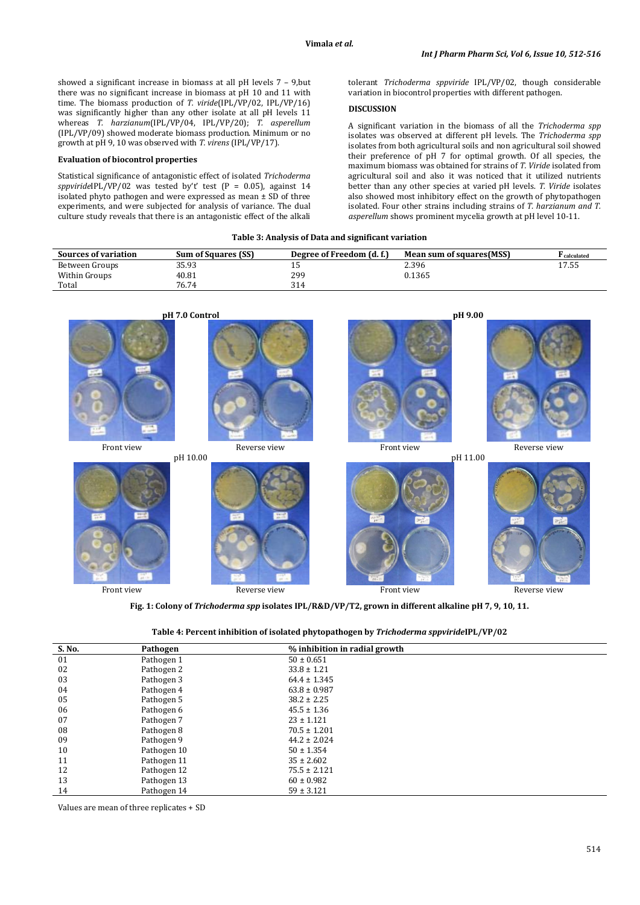showed a significant increase in biomass at all pH levels 7 – 9,but there was no significant increase in biomass at pH 10 and 11 with time. The biomass production of *T. viride*(IPL/VP/02, IPL/VP/16) was significantly higher than any other isolate at all pH levels 11 whereas *T. harzianum*(IPL/VP/04, IPL/VP/20); *T. asperellum* (IPL/VP/09) showed moderate biomass production. Minimum or no growth at pH 9, 10 was observed with *T. virens* (IPL/VP/17).

### Evaluation of biocontrol properties

Statistical significance of antagonistic effect of isolated *Trichoderma sppviride*IPL/VP/02 was tested by't' test (P = 0.05), against 14 isolated phyto pathogen and were expressed as mean ± SD of three experiments, and were subjected for analysis of variance. The dual culture study reveals that there is an antagonistic effect of the alkali tolerant *Trichoderma sppviride* IPL/VP/02, though considerable variation in biocontrol properties with different pathogen.

### DISCUSSION

A significant variation in the biomass of all the *Trichoderma spp* isolates was observed at different pH levels. The *Trichoderma spp* isolates from both agricultural soils and non agricultural soil showed their preference of pH 7 for optimal growth. Of all species, the maximum biomass was obtained for strains of *T. Viride* isolated from agricultural soil and also it was noticed that it utilized nutrients better than any other species at varied pH levels. *T. Viride* isolates also showed most inhibitory effect on the growth of phytopathogen isolated. Four other strains including strains of *T. harzianum and T. asperellum* shows prominent mycelia growth at pH level 10-11.

**Table 3: Analysis of Data and significant variation**

| Sources of variation | Sum of Squares (SS) | Degree of Freedom (d. f.) | Mean sum of squares(MSS) | $F_{calculated}$ |
|---|---|---|---|---|
| Between Groups | 35.93 | 15 | 2.396 | 17.55 |
| Within Groups | 40.81 | 299 | 0.1365 | |
| Total | 76.74 | 314 | | |

pH 7.0 Control — Front view, Reverse view; pH 9.00 — Front view, Reverse view; pH 10.00 — Front view, Reverse view; pH 11.00 — Front view, Reverse view

**Fig. 1: Colony of *Trichoderma spp* isolates IPL/R&D/VP/T2, grown in different alkaline pH 7, 9, 10, 11.**

**Table 4: Percent inhibition of isolated phytopathogen by *Trichoderma sppviride*IPL/VP/02**

| S. No. | Pathogen | % inhibition in radial growth |
|---|---|---|
| 01 | Pathogen 1 | 50 ± 0.651 |
| 02 | Pathogen 2 | 33.8 ± 1.21 |
| 03 | Pathogen 3 | 64.4 ± 1.345 |
| 04 | Pathogen 4 | 63.8 ± 0.987 |
| 05 | Pathogen 5 | 38.2 ± 2.25 |
| 06 | Pathogen 6 | 45.5 ± 1.36 |
| 07 | Pathogen 7 | 23 ± 1.121 |
| 08 | Pathogen 8 | 70.5 ± 1.201 |
| 09 | Pathogen 9 | 44.2 ± 2.024 |
| 10 | Pathogen 10 | 50 ± 1.354 |
| 11 | Pathogen 11 | 35 ± 2.602 |
| 12 | Pathogen 12 | 75.5 ± 2.121 |
| 13 | Pathogen 13 | 60 ± 0.982 |
| 14 | Pathogen 14 | 59 ± 3.121 |

Values are mean of three replicates + SD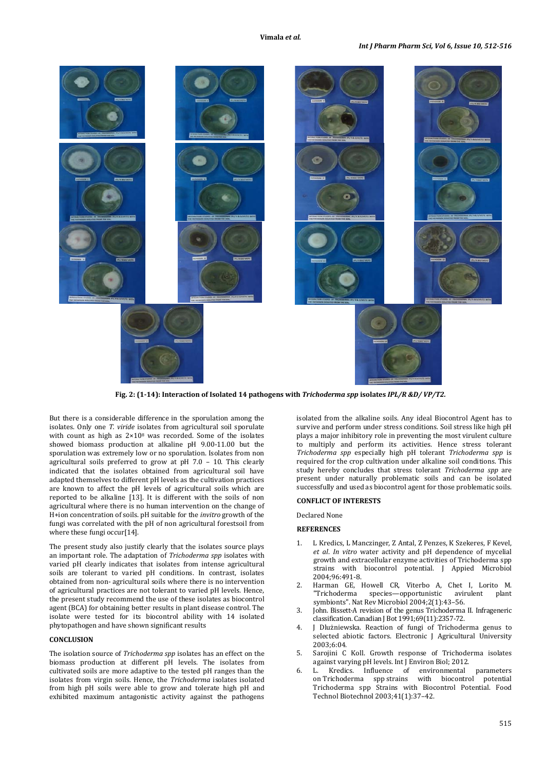**Fig. 2: (1-14): Interaction of Isolated 14 pathogens with *Trichoderma spp* isolates *IPL/R &D/ VP/T2.***

But there is a considerable difference in the sporulation among the isolates. Only one *T. viride* isolates from agricultural soil sporulate with count as high as $2\times10^8$ was recorded. Some of the isolates showed biomass production at alkaline pH 9.00-11.00 but the sporulation was extremely low or no sporulation. Isolates from non agricultural soils preferred to grow at pH 7.0 – 10. This clearly indicated that the isolates obtained from agricultural soil have adapted themselves to different pH levels as the cultivation practices are known to affect the pH levels of agricultural soils which are reported to be alkaline [13]. It is different with the soils of non agricultural where there is no human intervention on the change of H+ion concentration of soils. pH suitable for the *invitro* growth of the fungi was correlated with the pH of non agricultural forestsoil from where these fungi occur[14].

The present study also justify clearly that the isolates source plays an important role. The adaptation of *Trichoderma spp* isolates with varied pH clearly indicates that isolates from intense agricultural soils are tolerant to varied pH conditions. In contrast, isolates obtained from non- agricultural soils where there is no intervention of agricultural practices are not tolerant to varied pH levels. Hence, the present study recommend the use of these isolates as biocontrol agent (BCA) for obtaining better results in plant disease control. The isolate were tested for its biocontrol ability with 14 isolated phytopathogen and have shown significant results

## CONCLUSION

The isolation source of *Trichoderma spp* isolates has an effect on the biomass production at different pH levels. The isolates from cultivated soils are more adaptive to the tested pH ranges than the isolates from virgin soils. Hence, the *Trichoderma* isolates isolated from high pH soils were able to grow and tolerate high pH and exhibited maximum antagonistic activity against the pathogens isolated from the alkaline soils. Any ideal Biocontrol Agent has to survive and perform under stress conditions. Soil stress like high pH plays a major inhibitory role in preventing the most virulent culture to multiply and perform its activities. Hence stress tolerant *Trichoderma spp* especially high pH tolerant *Trichoderma spp* is required for the crop cultivation under alkaline soil conditions. This study hereby concludes that stress tolerant *Trichoderma spp* are present under naturally problematic soils and can be isolated successfully and used as biocontrol agent for those problematic soils.

## CONFLICT OF INTERESTS

Declared None

## REFERENCES

1. L Kredics, L Manczinger, Z Antal, Z Penzes, K Szekeres, F Kevel, *et al*. *In vitro* water activity and pH dependence of mycelial growth and extracellular enzyme activities of Trichoderma spp strains with biocontrol potential. J Appied Microbiol 2004;96:491-8.
2. Harman GE, Howell CR, Viterbo A, Chet I, Lorito M. "Trichoderma species—opportunistic avirulent plant symbionts". Nat Rev Microbiol 2004;2(1):43–56.
3. John. Bissett-A revision of the genus Trichoderma II. Infrageneric classification. Canadian J Bot 1991;69(11):2357-72.
4. J Dlużniewska. Reaction of fungi of Trichoderma genus to selected abiotic factors. Electronic J Agricultural University 2003;6:04.
5. Sarojini C Koll. Growth response of Trichoderma isolates against varying pH levels. Int J Environ Biol; 2012.
6. L. Kredics. Influence of environmental parameters on Trichoderma spp strains with biocontrol potential Trichoderma spp Strains with Biocontrol Potential. Food Technol Biotechnol 2003;41(1):37–42.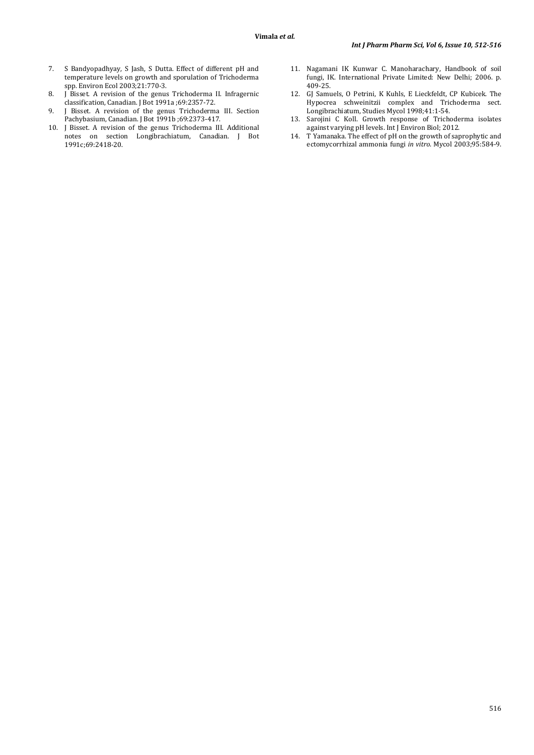7. S Bandyopadhyay, S Jash, S Dutta. Effect of different pH and temperature levels on growth and sporulation of Trichoderma spp. Environ Ecol 2003;21:770-3.
8. J Bisset. A revision of the genus Trichoderma II. Infragernic classification, Canadian. J Bot 1991a ;69:2357-72.
9. J Bisset. A revision of the genus Trichoderma III. Section Pachybasium, Canadian. J Bot 1991b ;69:2373-417.
10. J Bisset. A revision of the genus Trichoderma III. Additional notes on section Longibrachiatum, Canadian. J Bot 1991c;69:2418-20.
11. Nagamani IK Kunwar C. Manoharachary, Handbook of soil fungi, IK. International Private Limited: New Delhi; 2006. p. 409-25.
12. GJ Samuels, O Petrini, K Kuhls, E Lieckfeldt, CP Kubicek. The Hypocrea schweinitzii complex and Trichoderma sect. Longibrachiatum, Studies Mycol 1998;41:1-54.
13. Sarojini C Koll. Growth response of Trichoderma isolates against varying pH levels. Int J Environ Biol; 2012.
14. T Yamanaka. The effect of pH on the growth of saprophytic and ectomycorrhizal ammonia fungi *in vitro*. Mycol 2003;95:584-9.